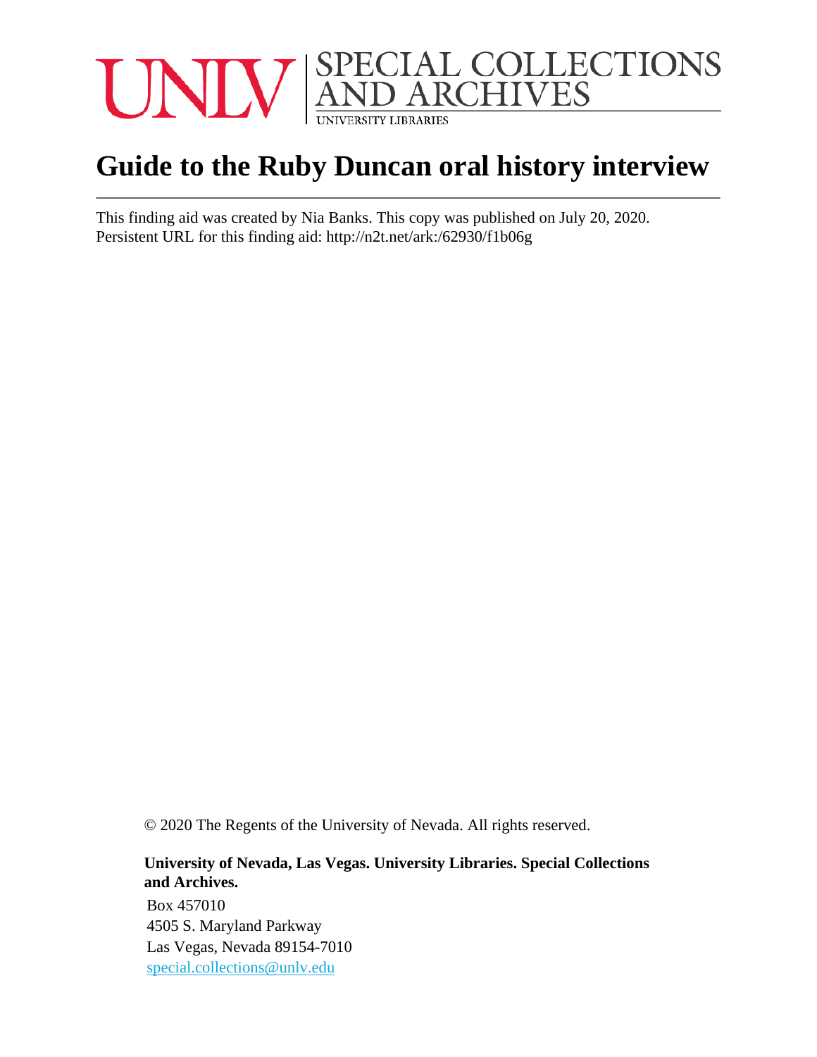UNLV | SPECIAL COLLECTIONS AND ARCHIVES
UNIVERSITY LIBRARIES

# Guide to the Ruby Duncan oral history interview

This finding aid was created by Nia Banks. This copy was published on July 20, 2020.
Persistent URL for this finding aid: http://n2t.net/ark:/62930/f1b06g

© 2020 The Regents of the University of Nevada. All rights reserved.

**University of Nevada, Las Vegas. University Libraries. Special Collections and Archives.**

Box 457010
4505 S. Maryland Parkway
Las Vegas, Nevada 89154-7010
special.collections@unlv.edu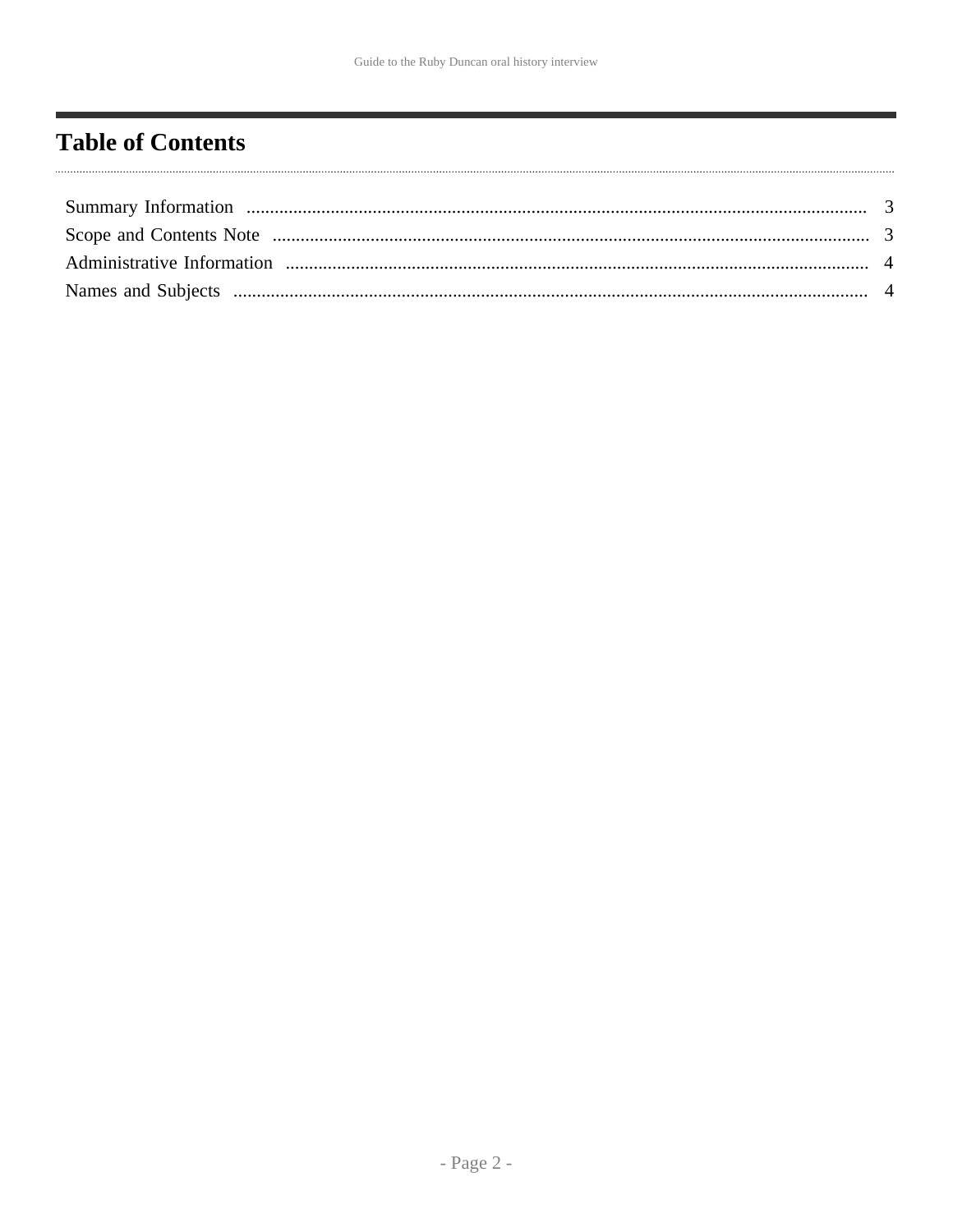# Table of Contents

Summary Information ..................................................... 3
Scope and Contents Note ..................................................... 3
Administrative Information ..................................................... 4
Names and Subjects ..................................................... 4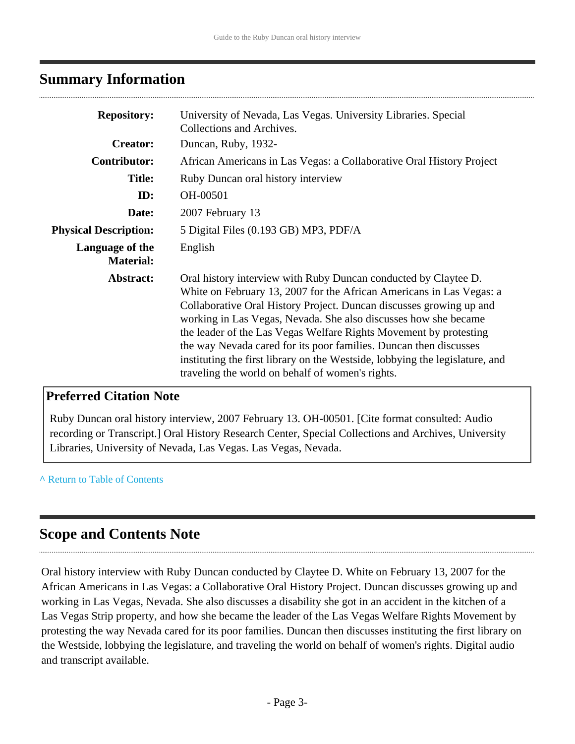## Summary Information

| | |
|---|---|
| **Repository:** | University of Nevada, Las Vegas. University Libraries. Special Collections and Archives. |
| **Creator:** | Duncan, Ruby, 1932- |
| **Contributor:** | African Americans in Las Vegas: a Collaborative Oral History Project |
| **Title:** | Ruby Duncan oral history interview |
| **ID:** | OH-00501 |
| **Date:** | 2007 February 13 |
| **Physical Description:** | 5 Digital Files (0.193 GB) MP3, PDF/A |
| **Language of the Material:** | English |
| **Abstract:** | Oral history interview with Ruby Duncan conducted by Claytee D. White on February 13, 2007 for the African Americans in Las Vegas: a Collaborative Oral History Project. Duncan discusses growing up and working in Las Vegas, Nevada. She also discusses how she became the leader of the Las Vegas Welfare Rights Movement by protesting the way Nevada cared for its poor families. Duncan then discusses instituting the first library on the Westside, lobbying the legislature, and traveling the world on behalf of women's rights. |

### Preferred Citation Note

Ruby Duncan oral history interview, 2007 February 13. OH-00501. [Cite format consulted: Audio recording or Transcript.] Oral History Research Center, Special Collections and Archives, University Libraries, University of Nevada, Las Vegas. Las Vegas, Nevada.

^ Return to Table of Contents

## Scope and Contents Note

Oral history interview with Ruby Duncan conducted by Claytee D. White on February 13, 2007 for the African Americans in Las Vegas: a Collaborative Oral History Project. Duncan discusses growing up and working in Las Vegas, Nevada. She also discusses a disability she got in an accident in the kitchen of a Las Vegas Strip property, and how she became the leader of the Las Vegas Welfare Rights Movement by protesting the way Nevada cared for its poor families. Duncan then discusses instituting the first library on the Westside, lobbying the legislature, and traveling the world on behalf of women's rights. Digital audio and transcript available.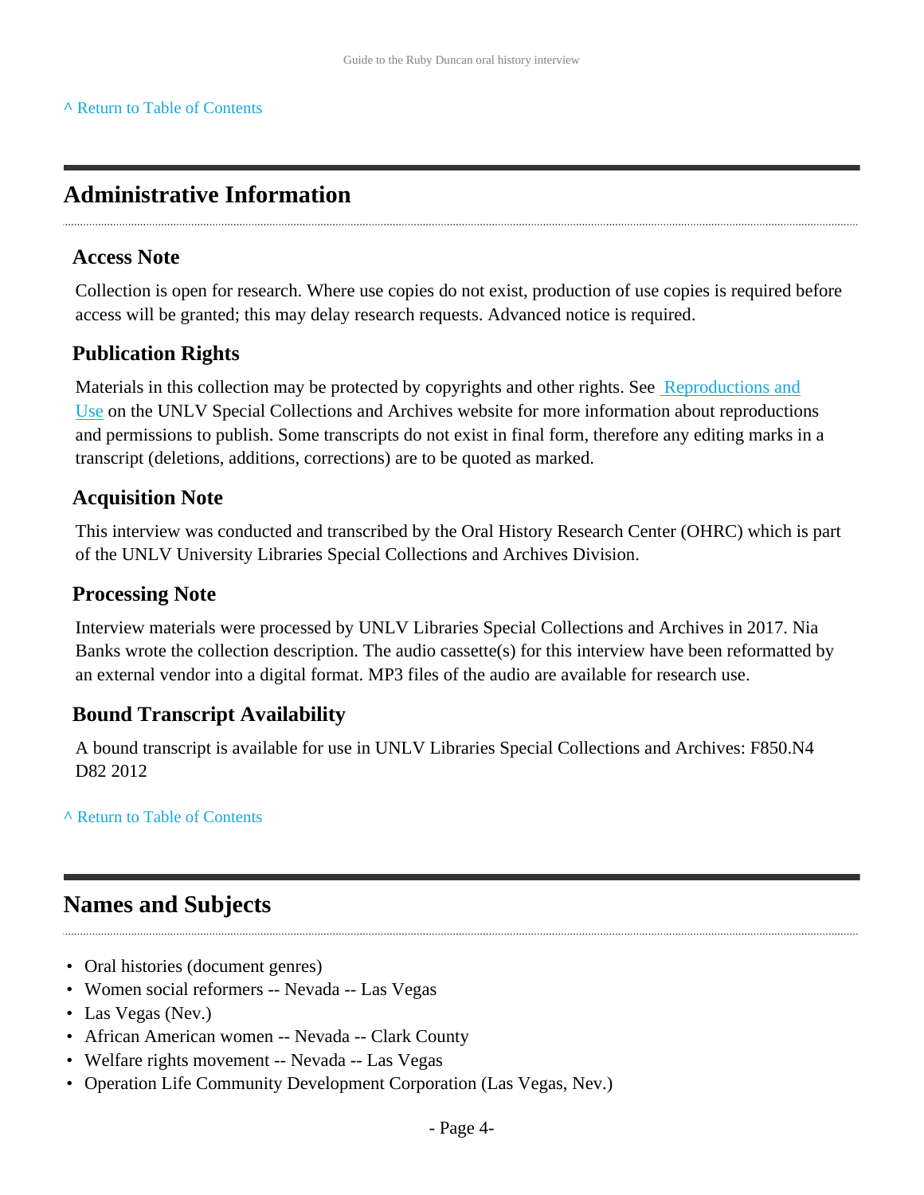^ Return to Table of Contents

## Administrative Information

### Access Note

Collection is open for research. Where use copies do not exist, production of use copies is required before access will be granted; this may delay research requests. Advanced notice is required.

### Publication Rights

Materials in this collection may be protected by copyrights and other rights. See Reproductions and Use on the UNLV Special Collections and Archives website for more information about reproductions and permissions to publish. Some transcripts do not exist in final form, therefore any editing marks in a transcript (deletions, additions, corrections) are to be quoted as marked.

### Acquisition Note

This interview was conducted and transcribed by the Oral History Research Center (OHRC) which is part of the UNLV University Libraries Special Collections and Archives Division.

### Processing Note

Interview materials were processed by UNLV Libraries Special Collections and Archives in 2017. Nia Banks wrote the collection description. The audio cassette(s) for this interview have been reformatted by an external vendor into a digital format. MP3 files of the audio are available for research use.

### Bound Transcript Availability

A bound transcript is available for use in UNLV Libraries Special Collections and Archives: F850.N4 D82 2012

^ Return to Table of Contents

## Names and Subjects

- Oral histories (document genres)
- Women social reformers -- Nevada -- Las Vegas
- Las Vegas (Nev.)
- African American women -- Nevada -- Clark County
- Welfare rights movement -- Nevada -- Las Vegas
- Operation Life Community Development Corporation (Las Vegas, Nev.)